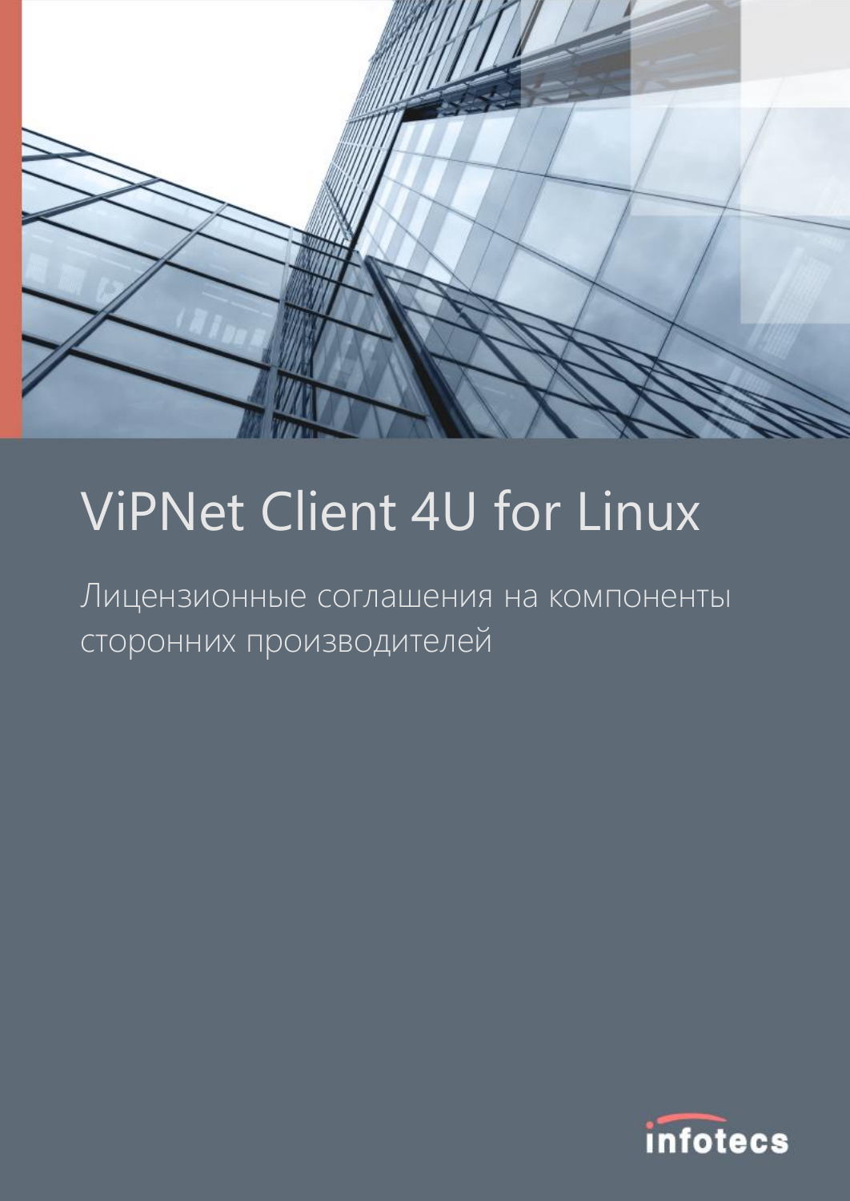# ViPNet Client 4U for Linux

## Лицензионные соглашения на компоненты сторонних производителей

infotecs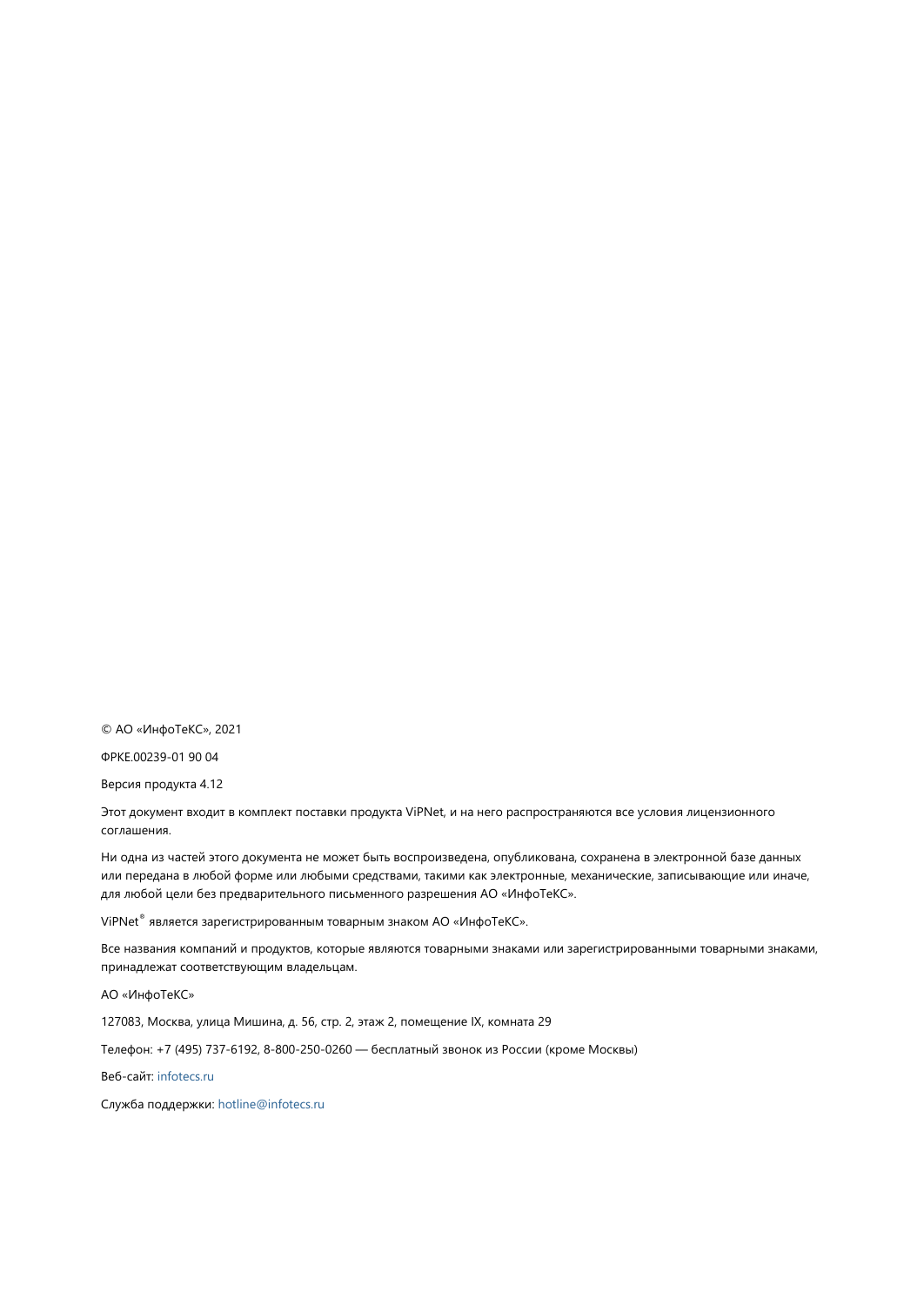© АО «ИнфоТеКС», 2021

ФРКЕ.00239-01 90 04

Версия продукта 4.12

Этот документ входит в комплект поставки продукта ViPNet, и на него распространяются все условия лицензионного соглашения.

Ни одна из частей этого документа не может быть воспроизведена, опубликована, сохранена в электронной базе данных или передана в любой форме или любыми средствами, такими как электронные, механические, записывающие или иначе, для любой цели без предварительного письменного разрешения АО «ИнфоТеКС».

ViPNet® является зарегистрированным товарным знаком АО «ИнфоТеКС».

Все названия компаний и продуктов, которые являются товарными знаками или зарегистрированными товарными знаками, принадлежат соответствующим владельцам.

АО «ИнфоТеКС»

127083, Москва, улица Мишина, д. 56, стр. 2, этаж 2, помещение IX, комната 29

Телефон: +7 (495) 737-6192, 8-800-250-0260 — бесплатный звонок из России (кроме Москвы)

Веб-сайт: infotecs.ru

Служба поддержки: hotline@infotecs.ru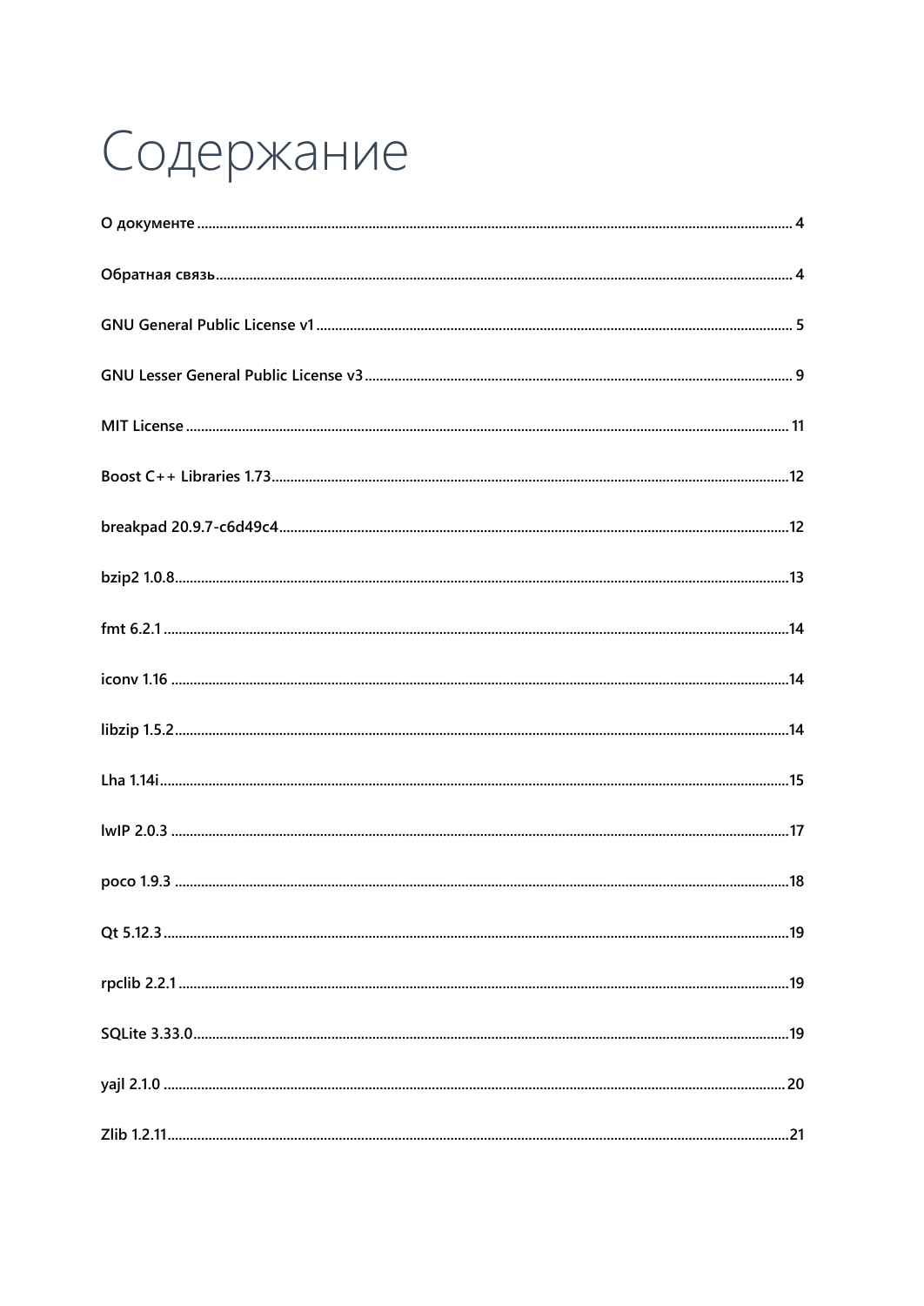# Содержание

О документе ........................................................................................................................................... 4

Обратная связь ...................................................................................................................................... 4

GNU General Public License v1 .......................................................................................................... 5

GNU Lesser General Public License v3 .............................................................................................. 9

MIT License ............................................................................................................................................ 11

Boost C++ Libraries 1.73 ..................................................................................................................... 12

breakpad 20.9.7-c6d49c4 ..................................................................................................................... 12

bzip2 1.0.8 ............................................................................................................................................... 13

fmt 6.2.1 .................................................................................................................................................. 14

iconv 1.16 ................................................................................................................................................ 14

libzip 1.5.2 ............................................................................................................................................... 14

Lha 1.14i ................................................................................................................................................... 15

lwIP 2.0.3 ................................................................................................................................................. 17

poco 1.9.3 ................................................................................................................................................ 18

Qt 5.12.3 ................................................................................................................................................... 19

rpclib 2.2.1 ............................................................................................................................................... 19

SQLite 3.33.0 ........................................................................................................................................... 19

yajl 2.1.0 ................................................................................................................................................... 20

Zlib 1.2.11 ................................................................................................................................................. 21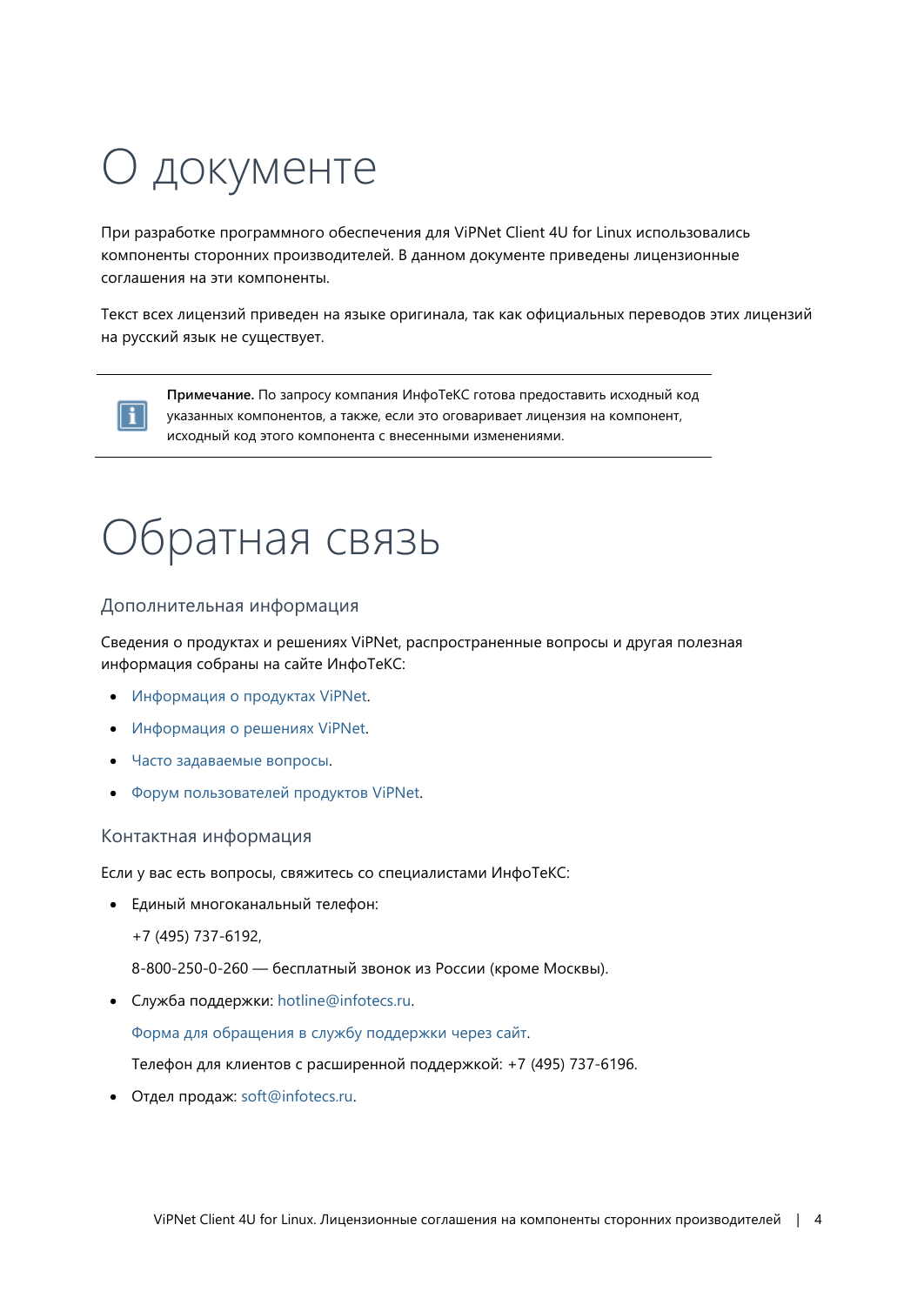# О документе

При разработке программного обеспечения для ViPNet Client 4U for Linux использовались компоненты сторонних производителей. В данном документе приведены лицензионные соглашения на эти компоненты.

Текст всех лицензий приведен на языке оригинала, так как официальных переводов этих лицензий на русский язык не существует.

> **Примечание.** По запросу компания ИнфоТеКС готова предоставить исходный код указанных компонентов, а также, если это оговаривает лицензия на компонент, исходный код этого компонента с внесенными изменениями.

# Обратная связь

## Дополнительная информация

Сведения о продуктах и решениях ViPNet, распространенные вопросы и другая полезная информация собраны на сайте ИнфоТеКС:

- Информация о продуктах ViPNet.
- Информация о решениях ViPNet.
- Часто задаваемые вопросы.
- Форум пользователей продуктов ViPNet.

## Контактная информация

Если у вас есть вопросы, свяжитесь со специалистами ИнфоТеКС:

- Единый многоканальный телефон:

  +7 (495) 737-6192,

  8-800-250-0-260 — бесплатный звонок из России (кроме Москвы).

- Служба поддержки: hotline@infotecs.ru.

  Форма для обращения в службу поддержки через сайт.

  Телефон для клиентов с расширенной поддержкой: +7 (495) 737-6196.

- Отдел продаж: soft@infotecs.ru.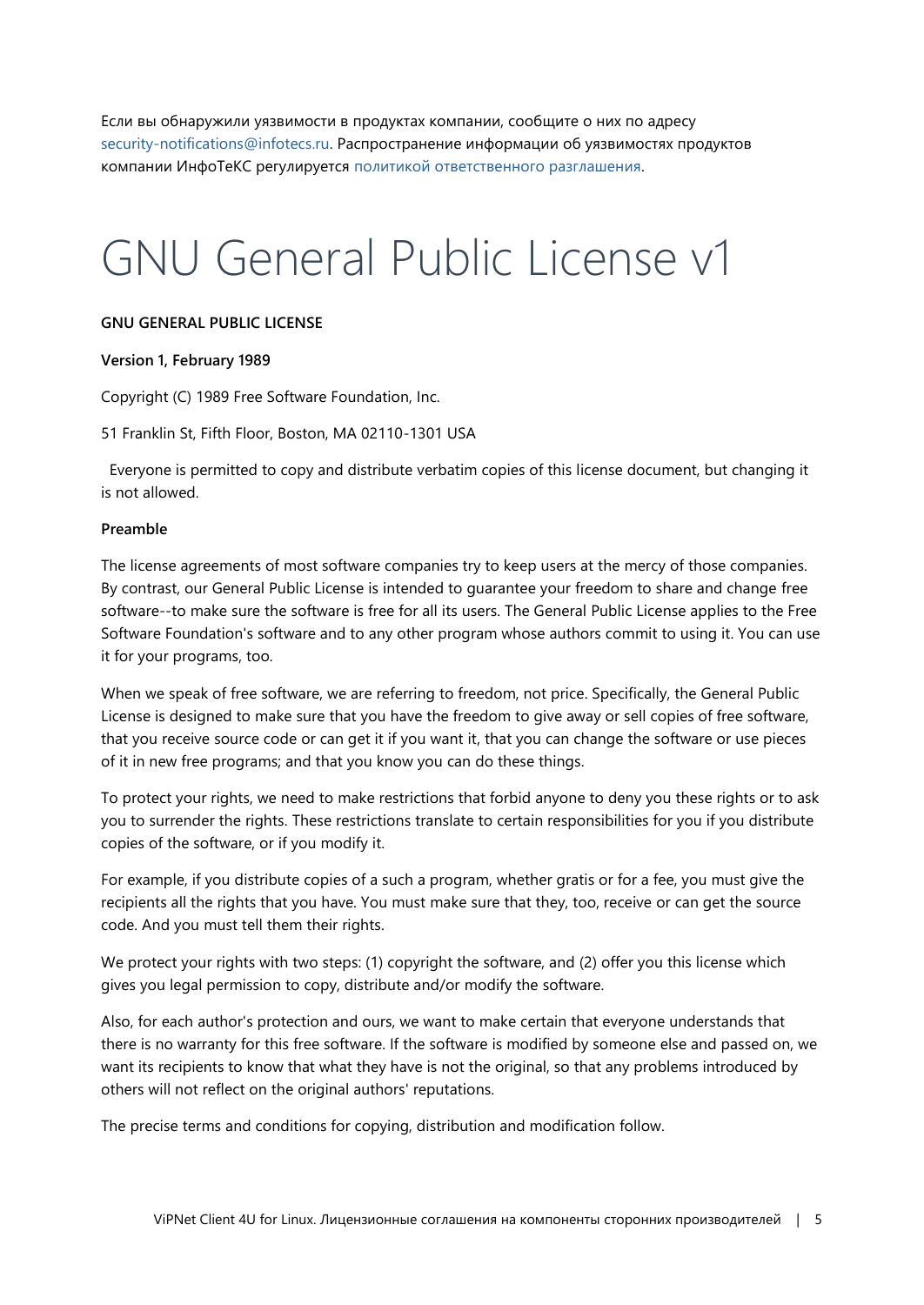Если вы обнаружили уязвимости в продуктах компании, сообщите о них по адресу security-notifications@infotecs.ru. Распространение информации об уязвимостях продуктов компании ИнфоТеКС регулируется политикой ответственного разглашения.

# GNU General Public License v1

**GNU GENERAL PUBLIC LICENSE**

**Version 1, February 1989**

Copyright (C) 1989 Free Software Foundation, Inc.

51 Franklin St, Fifth Floor, Boston, MA 02110-1301 USA

Everyone is permitted to copy and distribute verbatim copies of this license document, but changing it is not allowed.

**Preamble**

The license agreements of most software companies try to keep users at the mercy of those companies. By contrast, our General Public License is intended to guarantee your freedom to share and change free software--to make sure the software is free for all its users. The General Public License applies to the Free Software Foundation's software and to any other program whose authors commit to using it. You can use it for your programs, too.

When we speak of free software, we are referring to freedom, not price. Specifically, the General Public License is designed to make sure that you have the freedom to give away or sell copies of free software, that you receive source code or can get it if you want it, that you can change the software or use pieces of it in new free programs; and that you know you can do these things.

To protect your rights, we need to make restrictions that forbid anyone to deny you these rights or to ask you to surrender the rights. These restrictions translate to certain responsibilities for you if you distribute copies of the software, or if you modify it.

For example, if you distribute copies of a such a program, whether gratis or for a fee, you must give the recipients all the rights that you have. You must make sure that they, too, receive or can get the source code. And you must tell them their rights.

We protect your rights with two steps: (1) copyright the software, and (2) offer you this license which gives you legal permission to copy, distribute and/or modify the software.

Also, for each author's protection and ours, we want to make certain that everyone understands that there is no warranty for this free software. If the software is modified by someone else and passed on, we want its recipients to know that what they have is not the original, so that any problems introduced by others will not reflect on the original authors' reputations.

The precise terms and conditions for copying, distribution and modification follow.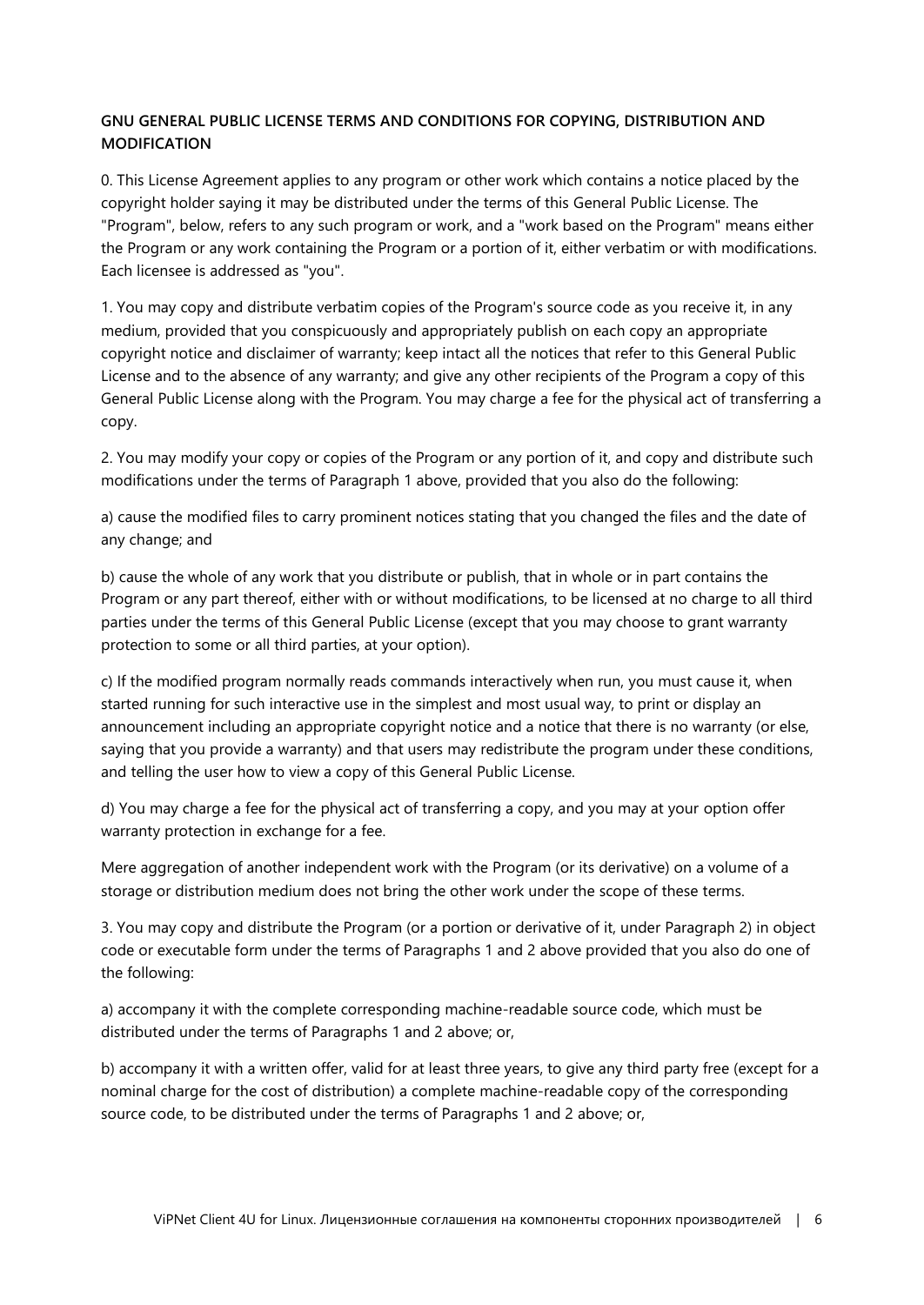**GNU GENERAL PUBLIC LICENSE TERMS AND CONDITIONS FOR COPYING, DISTRIBUTION AND MODIFICATION**

0. This License Agreement applies to any program or other work which contains a notice placed by the copyright holder saying it may be distributed under the terms of this General Public License. The "Program", below, refers to any such program or work, and a "work based on the Program" means either the Program or any work containing the Program or a portion of it, either verbatim or with modifications. Each licensee is addressed as "you".

1. You may copy and distribute verbatim copies of the Program's source code as you receive it, in any medium, provided that you conspicuously and appropriately publish on each copy an appropriate copyright notice and disclaimer of warranty; keep intact all the notices that refer to this General Public License and to the absence of any warranty; and give any other recipients of the Program a copy of this General Public License along with the Program. You may charge a fee for the physical act of transferring a copy.

2. You may modify your copy or copies of the Program or any portion of it, and copy and distribute such modifications under the terms of Paragraph 1 above, provided that you also do the following:

a) cause the modified files to carry prominent notices stating that you changed the files and the date of any change; and

b) cause the whole of any work that you distribute or publish, that in whole or in part contains the Program or any part thereof, either with or without modifications, to be licensed at no charge to all third parties under the terms of this General Public License (except that you may choose to grant warranty protection to some or all third parties, at your option).

c) If the modified program normally reads commands interactively when run, you must cause it, when started running for such interactive use in the simplest and most usual way, to print or display an announcement including an appropriate copyright notice and a notice that there is no warranty (or else, saying that you provide a warranty) and that users may redistribute the program under these conditions, and telling the user how to view a copy of this General Public License.

d) You may charge a fee for the physical act of transferring a copy, and you may at your option offer warranty protection in exchange for a fee.

Mere aggregation of another independent work with the Program (or its derivative) on a volume of a storage or distribution medium does not bring the other work under the scope of these terms.

3. You may copy and distribute the Program (or a portion or derivative of it, under Paragraph 2) in object code or executable form under the terms of Paragraphs 1 and 2 above provided that you also do one of the following:

a) accompany it with the complete corresponding machine-readable source code, which must be distributed under the terms of Paragraphs 1 and 2 above; or,

b) accompany it with a written offer, valid for at least three years, to give any third party free (except for a nominal charge for the cost of distribution) a complete machine-readable copy of the corresponding source code, to be distributed under the terms of Paragraphs 1 and 2 above; or,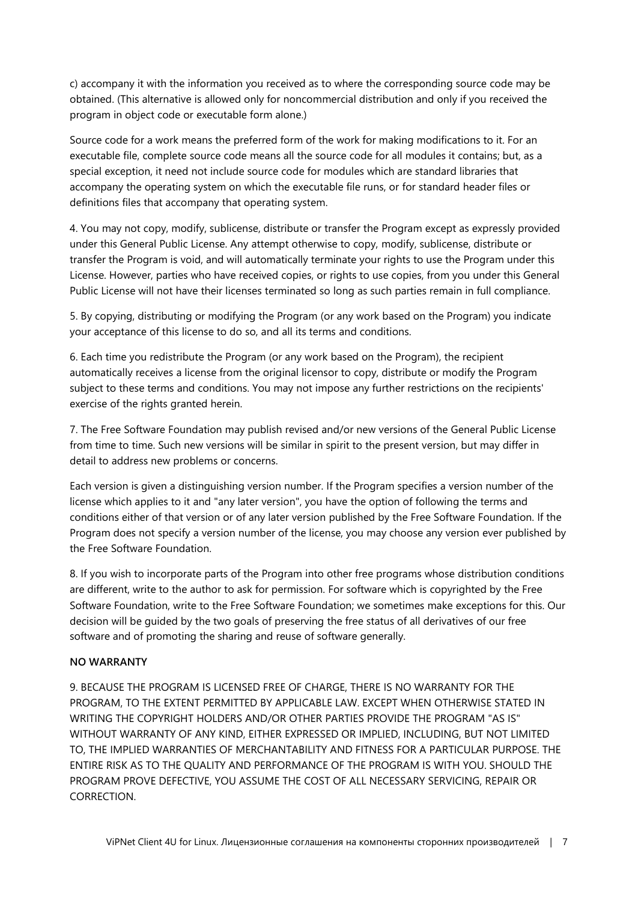c) accompany it with the information you received as to where the corresponding source code may be obtained. (This alternative is allowed only for noncommercial distribution and only if you received the program in object code or executable form alone.)

Source code for a work means the preferred form of the work for making modifications to it. For an executable file, complete source code means all the source code for all modules it contains; but, as a special exception, it need not include source code for modules which are standard libraries that accompany the operating system on which the executable file runs, or for standard header files or definitions files that accompany that operating system.

4. You may not copy, modify, sublicense, distribute or transfer the Program except as expressly provided under this General Public License. Any attempt otherwise to copy, modify, sublicense, distribute or transfer the Program is void, and will automatically terminate your rights to use the Program under this License. However, parties who have received copies, or rights to use copies, from you under this General Public License will not have their licenses terminated so long as such parties remain in full compliance.

5. By copying, distributing or modifying the Program (or any work based on the Program) you indicate your acceptance of this license to do so, and all its terms and conditions.

6. Each time you redistribute the Program (or any work based on the Program), the recipient automatically receives a license from the original licensor to copy, distribute or modify the Program subject to these terms and conditions. You may not impose any further restrictions on the recipients' exercise of the rights granted herein.

7. The Free Software Foundation may publish revised and/or new versions of the General Public License from time to time. Such new versions will be similar in spirit to the present version, but may differ in detail to address new problems or concerns.

Each version is given a distinguishing version number. If the Program specifies a version number of the license which applies to it and "any later version", you have the option of following the terms and conditions either of that version or of any later version published by the Free Software Foundation. If the Program does not specify a version number of the license, you may choose any version ever published by the Free Software Foundation.

8. If you wish to incorporate parts of the Program into other free programs whose distribution conditions are different, write to the author to ask for permission. For software which is copyrighted by the Free Software Foundation, write to the Free Software Foundation; we sometimes make exceptions for this. Our decision will be guided by the two goals of preserving the free status of all derivatives of our free software and of promoting the sharing and reuse of software generally.

**NO WARRANTY**

9. BECAUSE THE PROGRAM IS LICENSED FREE OF CHARGE, THERE IS NO WARRANTY FOR THE PROGRAM, TO THE EXTENT PERMITTED BY APPLICABLE LAW. EXCEPT WHEN OTHERWISE STATED IN WRITING THE COPYRIGHT HOLDERS AND/OR OTHER PARTIES PROVIDE THE PROGRAM "AS IS" WITHOUT WARRANTY OF ANY KIND, EITHER EXPRESSED OR IMPLIED, INCLUDING, BUT NOT LIMITED TO, THE IMPLIED WARRANTIES OF MERCHANTABILITY AND FITNESS FOR A PARTICULAR PURPOSE. THE ENTIRE RISK AS TO THE QUALITY AND PERFORMANCE OF THE PROGRAM IS WITH YOU. SHOULD THE PROGRAM PROVE DEFECTIVE, YOU ASSUME THE COST OF ALL NECESSARY SERVICING, REPAIR OR CORRECTION.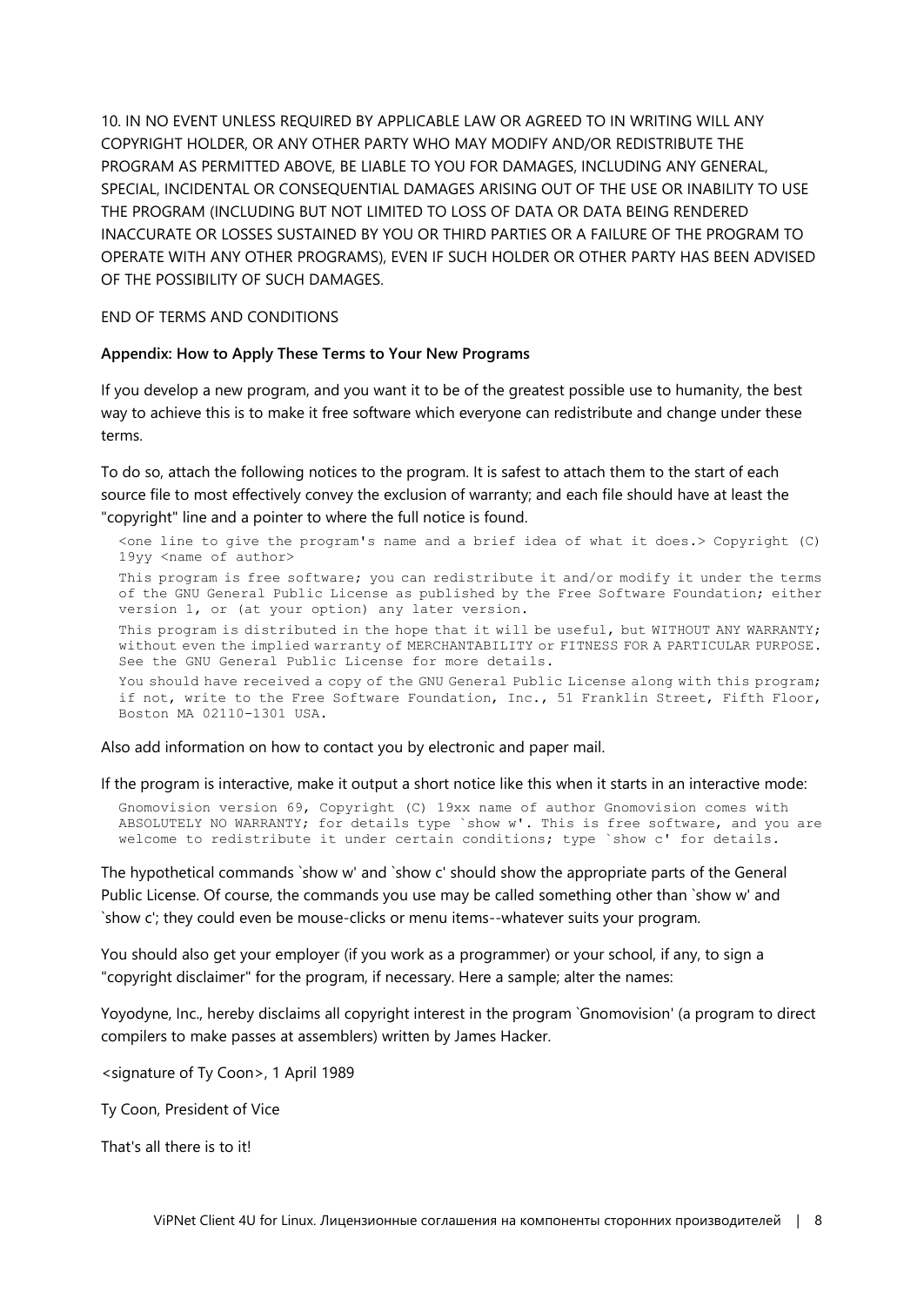10. IN NO EVENT UNLESS REQUIRED BY APPLICABLE LAW OR AGREED TO IN WRITING WILL ANY COPYRIGHT HOLDER, OR ANY OTHER PARTY WHO MAY MODIFY AND/OR REDISTRIBUTE THE PROGRAM AS PERMITTED ABOVE, BE LIABLE TO YOU FOR DAMAGES, INCLUDING ANY GENERAL, SPECIAL, INCIDENTAL OR CONSEQUENTIAL DAMAGES ARISING OUT OF THE USE OR INABILITY TO USE THE PROGRAM (INCLUDING BUT NOT LIMITED TO LOSS OF DATA OR DATA BEING RENDERED INACCURATE OR LOSSES SUSTAINED BY YOU OR THIRD PARTIES OR A FAILURE OF THE PROGRAM TO OPERATE WITH ANY OTHER PROGRAMS), EVEN IF SUCH HOLDER OR OTHER PARTY HAS BEEN ADVISED OF THE POSSIBILITY OF SUCH DAMAGES.

END OF TERMS AND CONDITIONS

**Appendix: How to Apply These Terms to Your New Programs**

If you develop a new program, and you want it to be of the greatest possible use to humanity, the best way to achieve this is to make it free software which everyone can redistribute and change under these terms.

To do so, attach the following notices to the program. It is safest to attach them to the start of each source file to most effectively convey the exclusion of warranty; and each file should have at least the "copyright" line and a pointer to where the full notice is found.

```
<one line to give the program's name and a brief idea of what it does.> Copyright (C) 19yy <name of author>

This program is free software; you can redistribute it and/or modify it under the terms of the GNU General Public License as published by the Free Software Foundation; either version 1, or (at your option) any later version.

This program is distributed in the hope that it will be useful, but WITHOUT ANY WARRANTY; without even the implied warranty of MERCHANTABILITY or FITNESS FOR A PARTICULAR PURPOSE. See the GNU General Public License for more details.

You should have received a copy of the GNU General Public License along with this program; if not, write to the Free Software Foundation, Inc., 51 Franklin Street, Fifth Floor, Boston MA 02110-1301 USA.
```

Also add information on how to contact you by electronic and paper mail.

If the program is interactive, make it output a short notice like this when it starts in an interactive mode:

```
Gnomovision version 69, Copyright (C) 19xx name of author Gnomovision comes with ABSOLUTELY NO WARRANTY; for details type `show w'. This is free software, and you are welcome to redistribute it under certain conditions; type `show c' for details.
```

The hypothetical commands `show w' and `show c' should show the appropriate parts of the General Public License. Of course, the commands you use may be called something other than `show w' and `show c'; they could even be mouse-clicks or menu items--whatever suits your program.

You should also get your employer (if you work as a programmer) or your school, if any, to sign a "copyright disclaimer" for the program, if necessary. Here a sample; alter the names:

Yoyodyne, Inc., hereby disclaims all copyright interest in the program `Gnomovision' (a program to direct compilers to make passes at assemblers) written by James Hacker.

<signature of Ty Coon>, 1 April 1989

Ty Coon, President of Vice

That's all there is to it!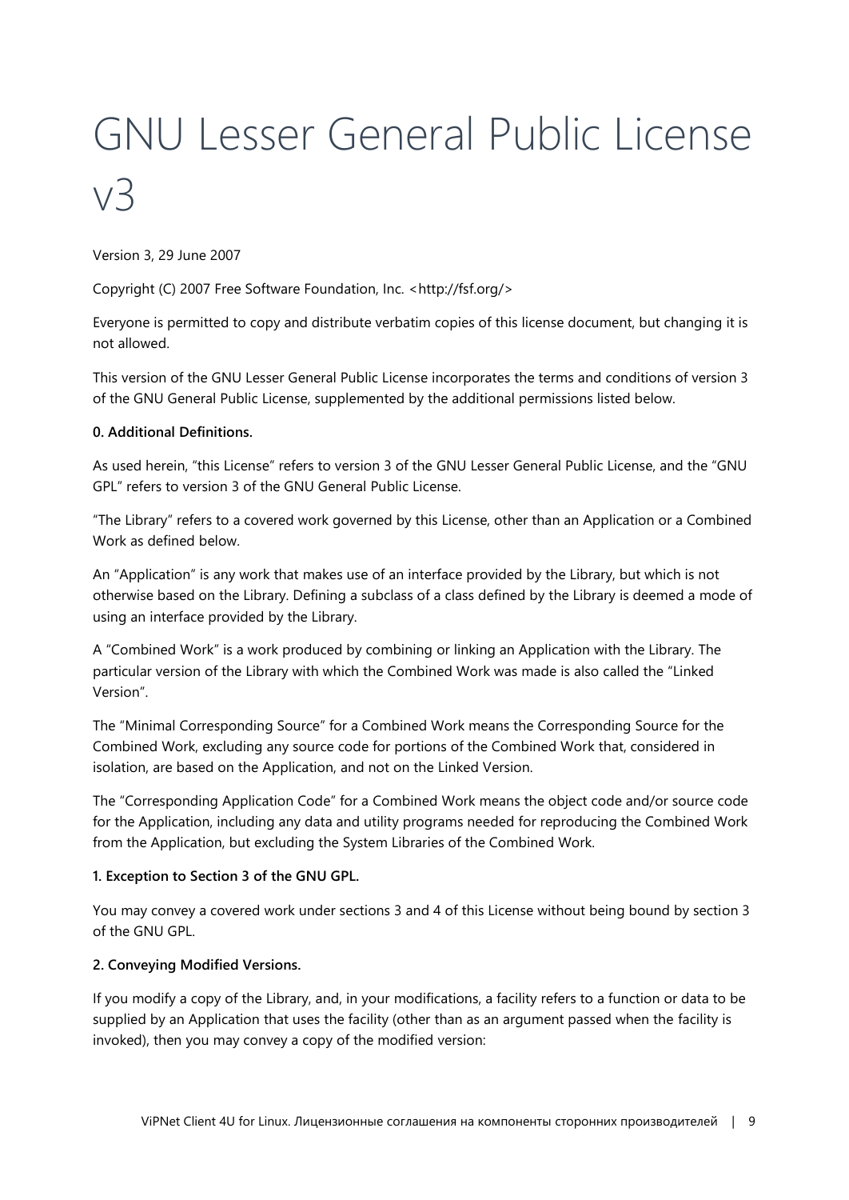# GNU Lesser General Public License v3

Version 3, 29 June 2007

Copyright (C) 2007 Free Software Foundation, Inc. <http://fsf.org/>

Everyone is permitted to copy and distribute verbatim copies of this license document, but changing it is not allowed.

This version of the GNU Lesser General Public License incorporates the terms and conditions of version 3 of the GNU General Public License, supplemented by the additional permissions listed below.

**0. Additional Definitions.**

As used herein, “this License” refers to version 3 of the GNU Lesser General Public License, and the “GNU GPL” refers to version 3 of the GNU General Public License.

“The Library” refers to a covered work governed by this License, other than an Application or a Combined Work as defined below.

An “Application” is any work that makes use of an interface provided by the Library, but which is not otherwise based on the Library. Defining a subclass of a class defined by the Library is deemed a mode of using an interface provided by the Library.

A “Combined Work” is a work produced by combining or linking an Application with the Library. The particular version of the Library with which the Combined Work was made is also called the “Linked Version”.

The “Minimal Corresponding Source” for a Combined Work means the Corresponding Source for the Combined Work, excluding any source code for portions of the Combined Work that, considered in isolation, are based on the Application, and not on the Linked Version.

The “Corresponding Application Code” for a Combined Work means the object code and/or source code for the Application, including any data and utility programs needed for reproducing the Combined Work from the Application, but excluding the System Libraries of the Combined Work.

**1. Exception to Section 3 of the GNU GPL.**

You may convey a covered work under sections 3 and 4 of this License without being bound by section 3 of the GNU GPL.

**2. Conveying Modified Versions.**

If you modify a copy of the Library, and, in your modifications, a facility refers to a function or data to be supplied by an Application that uses the facility (other than as an argument passed when the facility is invoked), then you may convey a copy of the modified version: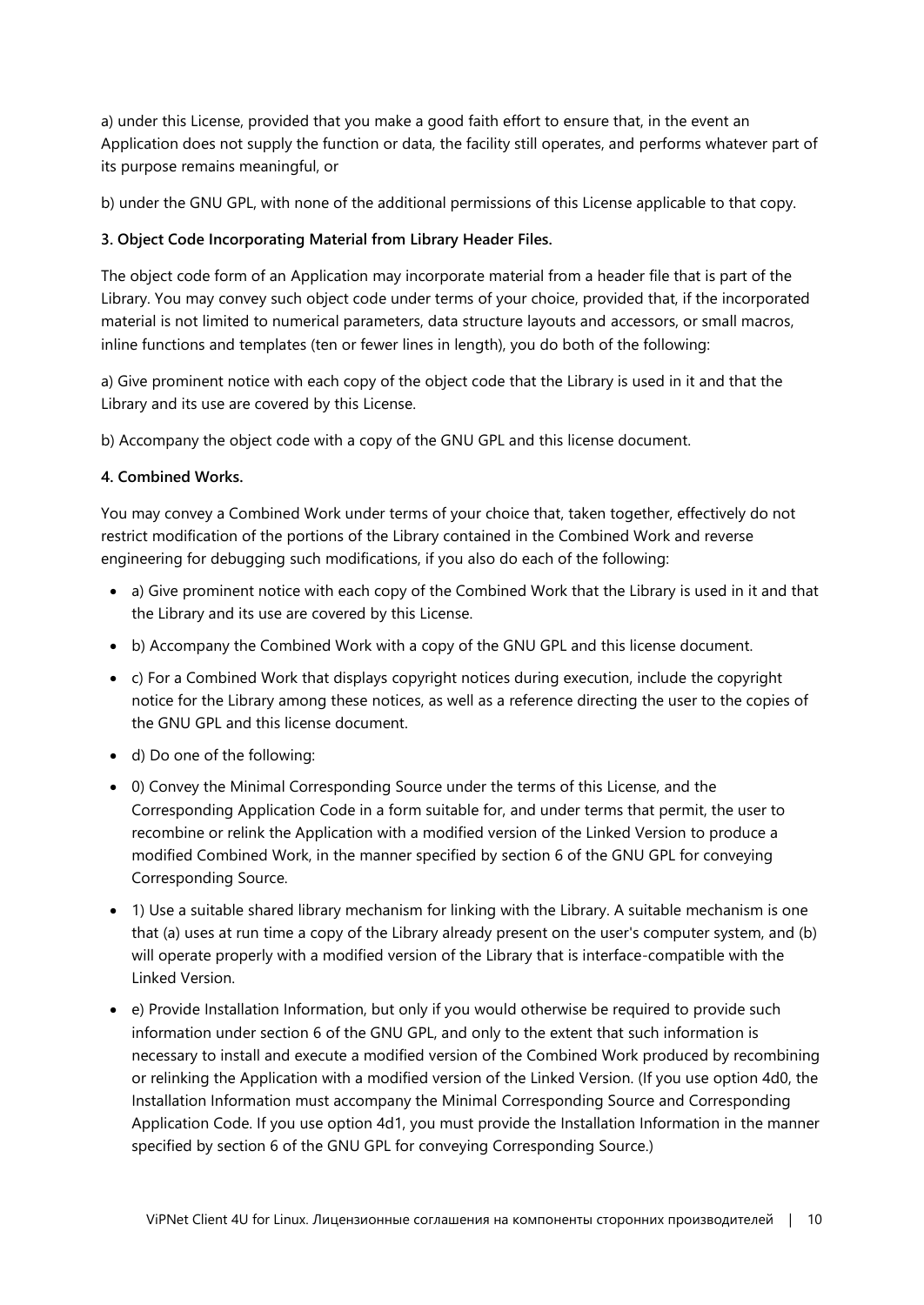a) under this License, provided that you make a good faith effort to ensure that, in the event an Application does not supply the function or data, the facility still operates, and performs whatever part of its purpose remains meaningful, or

b) under the GNU GPL, with none of the additional permissions of this License applicable to that copy.

**3. Object Code Incorporating Material from Library Header Files.**

The object code form of an Application may incorporate material from a header file that is part of the Library. You may convey such object code under terms of your choice, provided that, if the incorporated material is not limited to numerical parameters, data structure layouts and accessors, or small macros, inline functions and templates (ten or fewer lines in length), you do both of the following:

a) Give prominent notice with each copy of the object code that the Library is used in it and that the Library and its use are covered by this License.

b) Accompany the object code with a copy of the GNU GPL and this license document.

**4. Combined Works.**

You may convey a Combined Work under terms of your choice that, taken together, effectively do not restrict modification of the portions of the Library contained in the Combined Work and reverse engineering for debugging such modifications, if you also do each of the following:

- a) Give prominent notice with each copy of the Combined Work that the Library is used in it and that the Library and its use are covered by this License.
- b) Accompany the Combined Work with a copy of the GNU GPL and this license document.
- c) For a Combined Work that displays copyright notices during execution, include the copyright notice for the Library among these notices, as well as a reference directing the user to the copies of the GNU GPL and this license document.
- d) Do one of the following:
- 0) Convey the Minimal Corresponding Source under the terms of this License, and the Corresponding Application Code in a form suitable for, and under terms that permit, the user to recombine or relink the Application with a modified version of the Linked Version to produce a modified Combined Work, in the manner specified by section 6 of the GNU GPL for conveying Corresponding Source.
- 1) Use a suitable shared library mechanism for linking with the Library. A suitable mechanism is one that (a) uses at run time a copy of the Library already present on the user's computer system, and (b) will operate properly with a modified version of the Library that is interface-compatible with the Linked Version.
- e) Provide Installation Information, but only if you would otherwise be required to provide such information under section 6 of the GNU GPL, and only to the extent that such information is necessary to install and execute a modified version of the Combined Work produced by recombining or relinking the Application with a modified version of the Linked Version. (If you use option 4d0, the Installation Information must accompany the Minimal Corresponding Source and Corresponding Application Code. If you use option 4d1, you must provide the Installation Information in the manner specified by section 6 of the GNU GPL for conveying Corresponding Source.)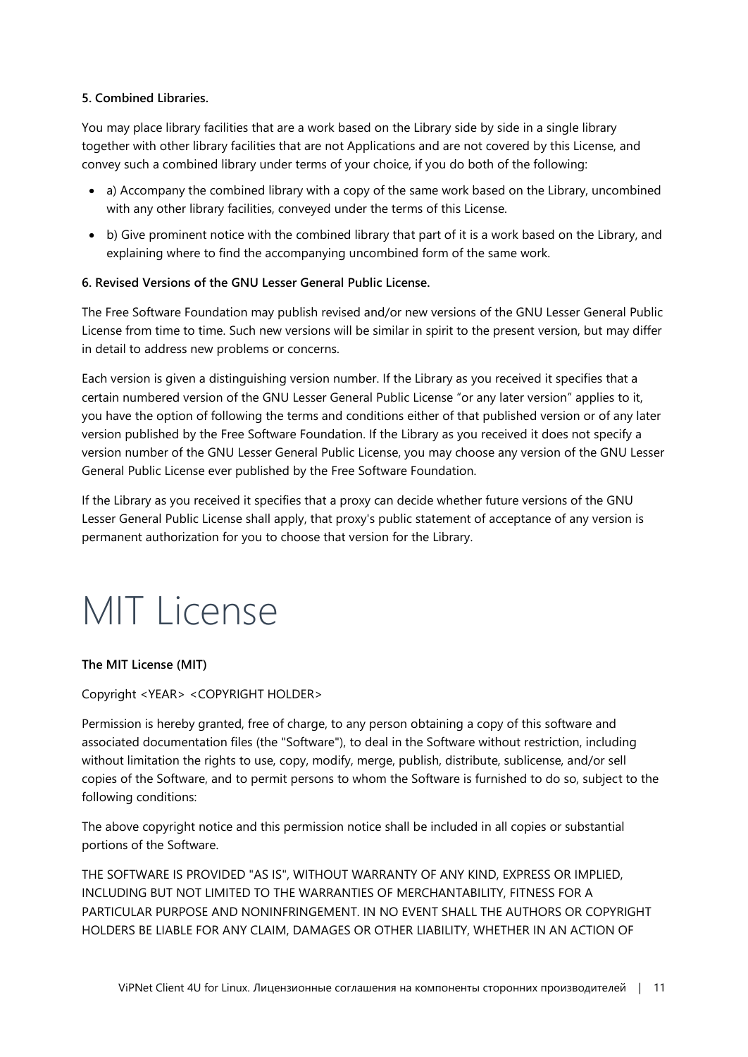**5. Combined Libraries.**

You may place library facilities that are a work based on the Library side by side in a single library together with other library facilities that are not Applications and are not covered by this License, and convey such a combined library under terms of your choice, if you do both of the following:

- a) Accompany the combined library with a copy of the same work based on the Library, uncombined with any other library facilities, conveyed under the terms of this License.
- b) Give prominent notice with the combined library that part of it is a work based on the Library, and explaining where to find the accompanying uncombined form of the same work.

**6. Revised Versions of the GNU Lesser General Public License.**

The Free Software Foundation may publish revised and/or new versions of the GNU Lesser General Public License from time to time. Such new versions will be similar in spirit to the present version, but may differ in detail to address new problems or concerns.

Each version is given a distinguishing version number. If the Library as you received it specifies that a certain numbered version of the GNU Lesser General Public License “or any later version” applies to it, you have the option of following the terms and conditions either of that published version or of any later version published by the Free Software Foundation. If the Library as you received it does not specify a version number of the GNU Lesser General Public License, you may choose any version of the GNU Lesser General Public License ever published by the Free Software Foundation.

If the Library as you received it specifies that a proxy can decide whether future versions of the GNU Lesser General Public License shall apply, that proxy's public statement of acceptance of any version is permanent authorization for you to choose that version for the Library.

# MIT License

**The MIT License (MIT)**

Copyright <YEAR> <COPYRIGHT HOLDER>

Permission is hereby granted, free of charge, to any person obtaining a copy of this software and associated documentation files (the "Software"), to deal in the Software without restriction, including without limitation the rights to use, copy, modify, merge, publish, distribute, sublicense, and/or sell copies of the Software, and to permit persons to whom the Software is furnished to do so, subject to the following conditions:

The above copyright notice and this permission notice shall be included in all copies or substantial portions of the Software.

THE SOFTWARE IS PROVIDED "AS IS", WITHOUT WARRANTY OF ANY KIND, EXPRESS OR IMPLIED, INCLUDING BUT NOT LIMITED TO THE WARRANTIES OF MERCHANTABILITY, FITNESS FOR A PARTICULAR PURPOSE AND NONINFRINGEMENT. IN NO EVENT SHALL THE AUTHORS OR COPYRIGHT HOLDERS BE LIABLE FOR ANY CLAIM, DAMAGES OR OTHER LIABILITY, WHETHER IN AN ACTION OF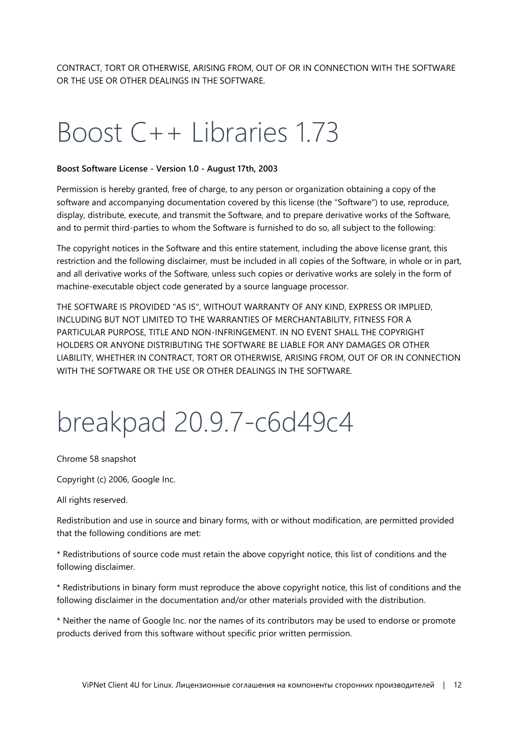CONTRACT, TORT OR OTHERWISE, ARISING FROM, OUT OF OR IN CONNECTION WITH THE SOFTWARE OR THE USE OR OTHER DEALINGS IN THE SOFTWARE.

# Boost C++ Libraries 1.73

**Boost Software License - Version 1.0 - August 17th, 2003**

Permission is hereby granted, free of charge, to any person or organization obtaining a copy of the software and accompanying documentation covered by this license (the "Software") to use, reproduce, display, distribute, execute, and transmit the Software, and to prepare derivative works of the Software, and to permit third-parties to whom the Software is furnished to do so, all subject to the following:

The copyright notices in the Software and this entire statement, including the above license grant, this restriction and the following disclaimer, must be included in all copies of the Software, in whole or in part, and all derivative works of the Software, unless such copies or derivative works are solely in the form of machine-executable object code generated by a source language processor.

THE SOFTWARE IS PROVIDED "AS IS", WITHOUT WARRANTY OF ANY KIND, EXPRESS OR IMPLIED, INCLUDING BUT NOT LIMITED TO THE WARRANTIES OF MERCHANTABILITY, FITNESS FOR A PARTICULAR PURPOSE, TITLE AND NON-INFRINGEMENT. IN NO EVENT SHALL THE COPYRIGHT HOLDERS OR ANYONE DISTRIBUTING THE SOFTWARE BE LIABLE FOR ANY DAMAGES OR OTHER LIABILITY, WHETHER IN CONTRACT, TORT OR OTHERWISE, ARISING FROM, OUT OF OR IN CONNECTION WITH THE SOFTWARE OR THE USE OR OTHER DEALINGS IN THE SOFTWARE.

# breakpad 20.9.7-c6d49c4

Chrome 58 snapshot

Copyright (c) 2006, Google Inc.

All rights reserved.

Redistribution and use in source and binary forms, with or without modification, are permitted provided that the following conditions are met:

* Redistributions of source code must retain the above copyright notice, this list of conditions and the following disclaimer.

* Redistributions in binary form must reproduce the above copyright notice, this list of conditions and the following disclaimer in the documentation and/or other materials provided with the distribution.

* Neither the name of Google Inc. nor the names of its contributors may be used to endorse or promote products derived from this software without specific prior written permission.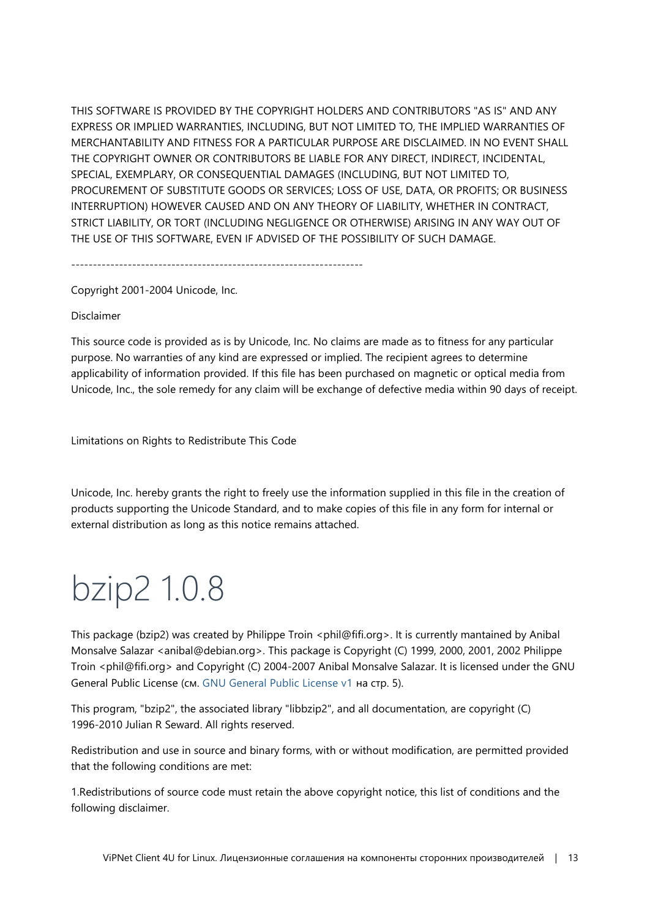THIS SOFTWARE IS PROVIDED BY THE COPYRIGHT HOLDERS AND CONTRIBUTORS "AS IS" AND ANY EXPRESS OR IMPLIED WARRANTIES, INCLUDING, BUT NOT LIMITED TO, THE IMPLIED WARRANTIES OF MERCHANTABILITY AND FITNESS FOR A PARTICULAR PURPOSE ARE DISCLAIMED. IN NO EVENT SHALL THE COPYRIGHT OWNER OR CONTRIBUTORS BE LIABLE FOR ANY DIRECT, INDIRECT, INCIDENTAL, SPECIAL, EXEMPLARY, OR CONSEQUENTIAL DAMAGES (INCLUDING, BUT NOT LIMITED TO, PROCUREMENT OF SUBSTITUTE GOODS OR SERVICES; LOSS OF USE, DATA, OR PROFITS; OR BUSINESS INTERRUPTION) HOWEVER CAUSED AND ON ANY THEORY OF LIABILITY, WHETHER IN CONTRACT, STRICT LIABILITY, OR TORT (INCLUDING NEGLIGENCE OR OTHERWISE) ARISING IN ANY WAY OUT OF THE USE OF THIS SOFTWARE, EVEN IF ADVISED OF THE POSSIBILITY OF SUCH DAMAGE.

-------------------------------------------------------------------

Copyright 2001-2004 Unicode, Inc.

Disclaimer

This source code is provided as is by Unicode, Inc. No claims are made as to fitness for any particular purpose. No warranties of any kind are expressed or implied. The recipient agrees to determine applicability of information provided. If this file has been purchased on magnetic or optical media from Unicode, Inc., the sole remedy for any claim will be exchange of defective media within 90 days of receipt.

Limitations on Rights to Redistribute This Code

Unicode, Inc. hereby grants the right to freely use the information supplied in this file in the creation of products supporting the Unicode Standard, and to make copies of this file in any form for internal or external distribution as long as this notice remains attached.

# bzip2 1.0.8

This package (bzip2) was created by Philippe Troin <phil@fifi.org>. It is currently mantained by Anibal Monsalve Salazar <anibal@debian.org>. This package is Copyright (C) 1999, 2000, 2001, 2002 Philippe Troin <phil@fifi.org> and Copyright (C) 2004-2007 Anibal Monsalve Salazar. It is licensed under the GNU General Public License (см. GNU General Public License v1 на стр. 5).

This program, "bzip2", the associated library "libbzip2", and all documentation, are copyright (C) 1996-2010 Julian R Seward. All rights reserved.

Redistribution and use in source and binary forms, with or without modification, are permitted provided that the following conditions are met:

1.Redistributions of source code must retain the above copyright notice, this list of conditions and the following disclaimer.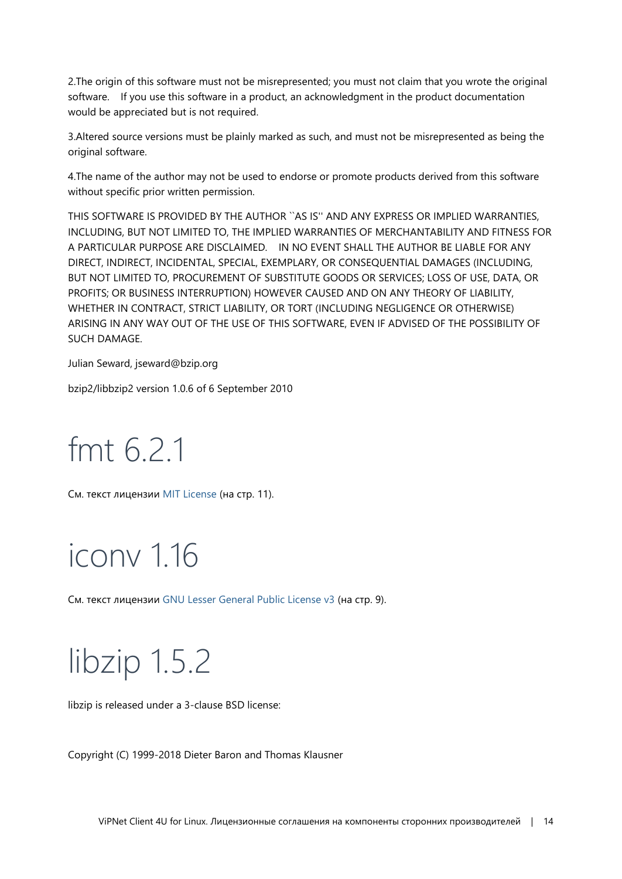2.The origin of this software must not be misrepresented; you must not claim that you wrote the original software. If you use this software in a product, an acknowledgment in the product documentation would be appreciated but is not required.

3.Altered source versions must be plainly marked as such, and must not be misrepresented as being the original software.

4.The name of the author may not be used to endorse or promote products derived from this software without specific prior written permission.

THIS SOFTWARE IS PROVIDED BY THE AUTHOR ``AS IS'' AND ANY EXPRESS OR IMPLIED WARRANTIES, INCLUDING, BUT NOT LIMITED TO, THE IMPLIED WARRANTIES OF MERCHANTABILITY AND FITNESS FOR A PARTICULAR PURPOSE ARE DISCLAIMED. IN NO EVENT SHALL THE AUTHOR BE LIABLE FOR ANY DIRECT, INDIRECT, INCIDENTAL, SPECIAL, EXEMPLARY, OR CONSEQUENTIAL DAMAGES (INCLUDING, BUT NOT LIMITED TO, PROCUREMENT OF SUBSTITUTE GOODS OR SERVICES; LOSS OF USE, DATA, OR PROFITS; OR BUSINESS INTERRUPTION) HOWEVER CAUSED AND ON ANY THEORY OF LIABILITY, WHETHER IN CONTRACT, STRICT LIABILITY, OR TORT (INCLUDING NEGLIGENCE OR OTHERWISE) ARISING IN ANY WAY OUT OF THE USE OF THIS SOFTWARE, EVEN IF ADVISED OF THE POSSIBILITY OF SUCH DAMAGE.

Julian Seward, jseward@bzip.org

bzip2/libbzip2 version 1.0.6 of 6 September 2010

# fmt 6.2.1

См. текст лицензии MIT License (на стр. 11).

# iconv 1.16

См. текст лицензии GNU Lesser General Public License v3 (на стр. 9).

# libzip 1.5.2

libzip is released under a 3-clause BSD license:

Copyright (C) 1999-2018 Dieter Baron and Thomas Klausner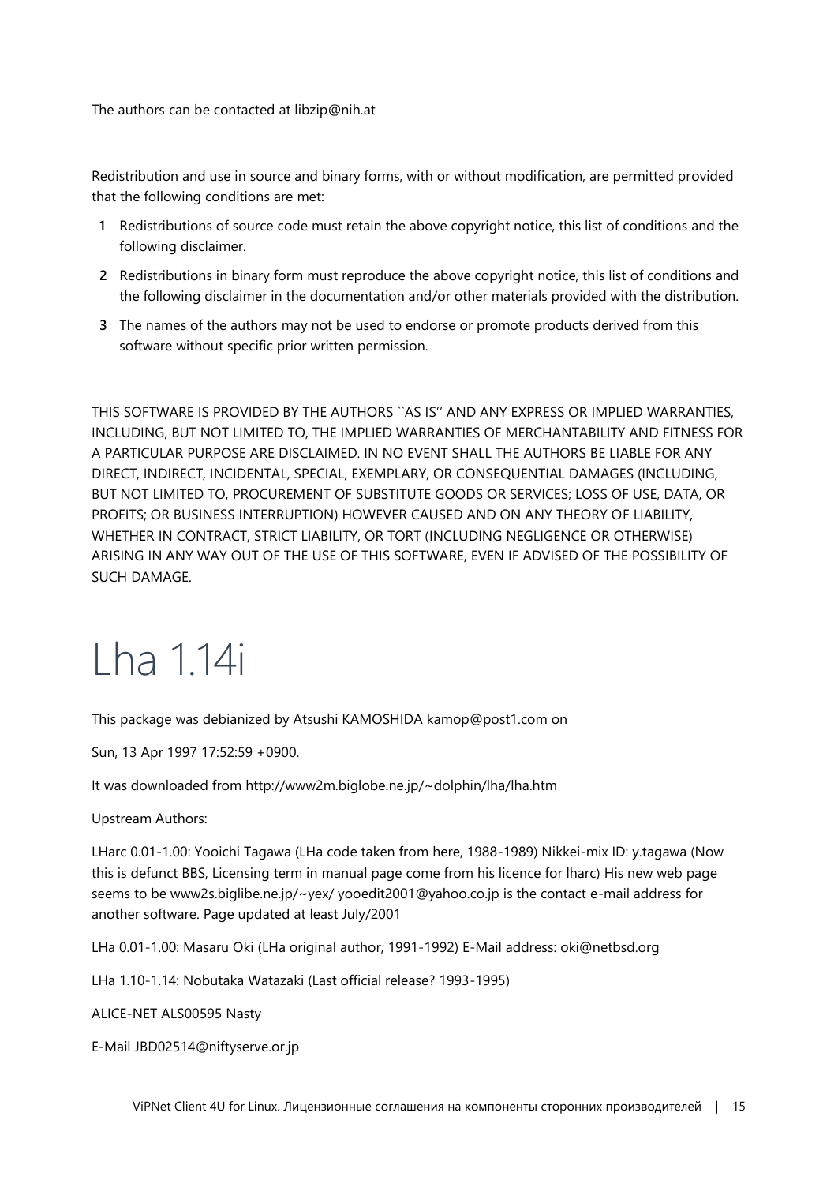The authors can be contacted at libzip@nih.at

Redistribution and use in source and binary forms, with or without modification, are permitted provided that the following conditions are met:

1. Redistributions of source code must retain the above copyright notice, this list of conditions and the following disclaimer.
2. Redistributions in binary form must reproduce the above copyright notice, this list of conditions and the following disclaimer in the documentation and/or other materials provided with the distribution.
3. The names of the authors may not be used to endorse or promote products derived from this software without specific prior written permission.

THIS SOFTWARE IS PROVIDED BY THE AUTHORS ``AS IS'' AND ANY EXPRESS OR IMPLIED WARRANTIES, INCLUDING, BUT NOT LIMITED TO, THE IMPLIED WARRANTIES OF MERCHANTABILITY AND FITNESS FOR A PARTICULAR PURPOSE ARE DISCLAIMED. IN NO EVENT SHALL THE AUTHORS BE LIABLE FOR ANY DIRECT, INDIRECT, INCIDENTAL, SPECIAL, EXEMPLARY, OR CONSEQUENTIAL DAMAGES (INCLUDING, BUT NOT LIMITED TO, PROCUREMENT OF SUBSTITUTE GOODS OR SERVICES; LOSS OF USE, DATA, OR PROFITS; OR BUSINESS INTERRUPTION) HOWEVER CAUSED AND ON ANY THEORY OF LIABILITY, WHETHER IN CONTRACT, STRICT LIABILITY, OR TORT (INCLUDING NEGLIGENCE OR OTHERWISE) ARISING IN ANY WAY OUT OF THE USE OF THIS SOFTWARE, EVEN IF ADVISED OF THE POSSIBILITY OF SUCH DAMAGE.

# Lha 1.14i

This package was debianized by Atsushi KAMOSHIDA kamop@post1.com on

Sun, 13 Apr 1997 17:52:59 +0900.

It was downloaded from http://www2m.biglobe.ne.jp/~dolphin/lha/lha.htm

Upstream Authors:

LHarc 0.01-1.00: Yooichi Tagawa (LHa code taken from here, 1988-1989) Nikkei-mix ID: y.tagawa (Now this is defunct BBS, Licensing term in manual page come from his licence for lharc) His new web page seems to be www2s.biglibe.ne.jp/~yex/ yooedit2001@yahoo.co.jp is the contact e-mail address for another software. Page updated at least July/2001

LHa 0.01-1.00: Masaru Oki (LHa original author, 1991-1992) E-Mail address: oki@netbsd.org

LHa 1.10-1.14: Nobutaka Watazaki (Last official release? 1993-1995)

ALICE-NET ALS00595 Nasty

E-Mail JBD02514@niftyserve.or.jp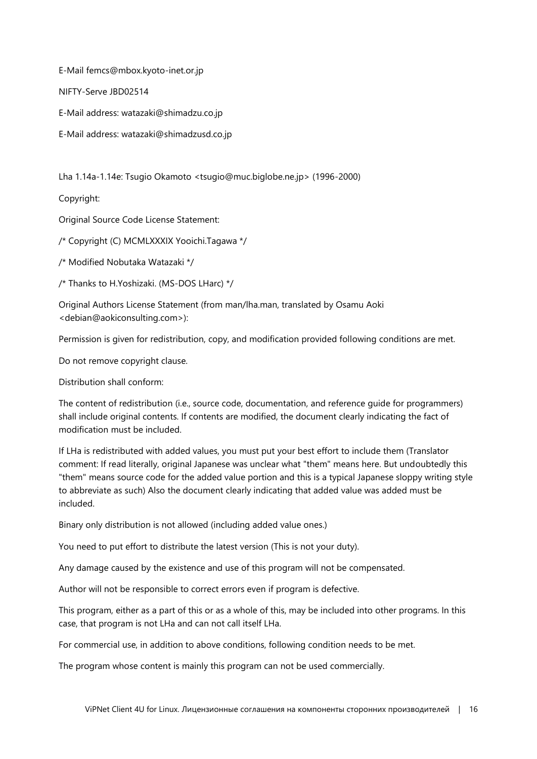E-Mail femcs@mbox.kyoto-inet.or.jp

NIFTY-Serve JBD02514

E-Mail address: watazaki@shimadzu.co.jp

E-Mail address: watazaki@shimadzusd.co.jp

Lha 1.14a-1.14e: Tsugio Okamoto <tsugio@muc.biglobe.ne.jp> (1996-2000)

Copyright:

Original Source Code License Statement:

/* Copyright (C) MCMLXXXIX Yooichi.Tagawa */

/* Modified Nobutaka Watazaki */

/* Thanks to H.Yoshizaki. (MS-DOS LHarc) */

Original Authors License Statement (from man/lha.man, translated by Osamu Aoki <debian@aokiconsulting.com>):

Permission is given for redistribution, copy, and modification provided following conditions are met.

Do not remove copyright clause.

Distribution shall conform:

The content of redistribution (i.e., source code, documentation, and reference guide for programmers) shall include original contents. If contents are modified, the document clearly indicating the fact of modification must be included.

If LHa is redistributed with added values, you must put your best effort to include them (Translator comment: If read literally, original Japanese was unclear what "them" means here. But undoubtedly this "them" means source code for the added value portion and this is a typical Japanese sloppy writing style to abbreviate as such) Also the document clearly indicating that added value was added must be included.

Binary only distribution is not allowed (including added value ones.)

You need to put effort to distribute the latest version (This is not your duty).

Any damage caused by the existence and use of this program will not be compensated.

Author will not be responsible to correct errors even if program is defective.

This program, either as a part of this or as a whole of this, may be included into other programs. In this case, that program is not LHa and can not call itself LHa.

For commercial use, in addition to above conditions, following condition needs to be met.

The program whose content is mainly this program can not be used commercially.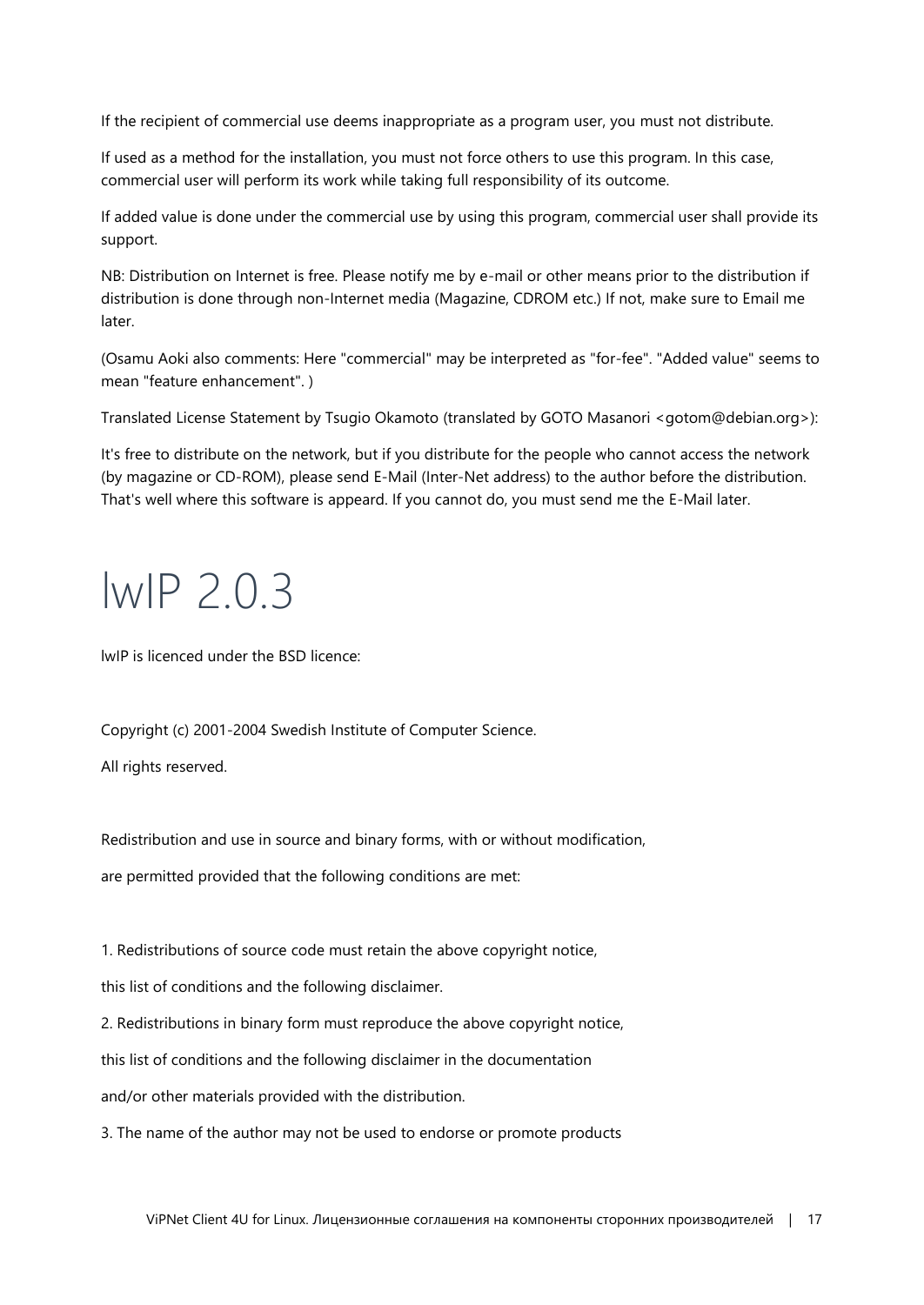If the recipient of commercial use deems inappropriate as a program user, you must not distribute.

If used as a method for the installation, you must not force others to use this program. In this case, commercial user will perform its work while taking full responsibility of its outcome.

If added value is done under the commercial use by using this program, commercial user shall provide its support.

NB: Distribution on Internet is free. Please notify me by e-mail or other means prior to the distribution if distribution is done through non-Internet media (Magazine, CDROM etc.) If not, make sure to Email me later.

(Osamu Aoki also comments: Here "commercial" may be interpreted as "for-fee". "Added value" seems to mean "feature enhancement". )

Translated License Statement by Tsugio Okamoto (translated by GOTO Masanori <gotom@debian.org>):

It's free to distribute on the network, but if you distribute for the people who cannot access the network (by magazine or CD-ROM), please send E-Mail (Inter-Net address) to the author before the distribution. That's well where this software is appeard. If you cannot do, you must send me the E-Mail later.

# lwIP 2.0.3

lwIP is licenced under the BSD licence:

Copyright (c) 2001-2004 Swedish Institute of Computer Science.

All rights reserved.

Redistribution and use in source and binary forms, with or without modification,

are permitted provided that the following conditions are met:

1. Redistributions of source code must retain the above copyright notice,

this list of conditions and the following disclaimer.

2. Redistributions in binary form must reproduce the above copyright notice,

this list of conditions and the following disclaimer in the documentation

and/or other materials provided with the distribution.

3. The name of the author may not be used to endorse or promote products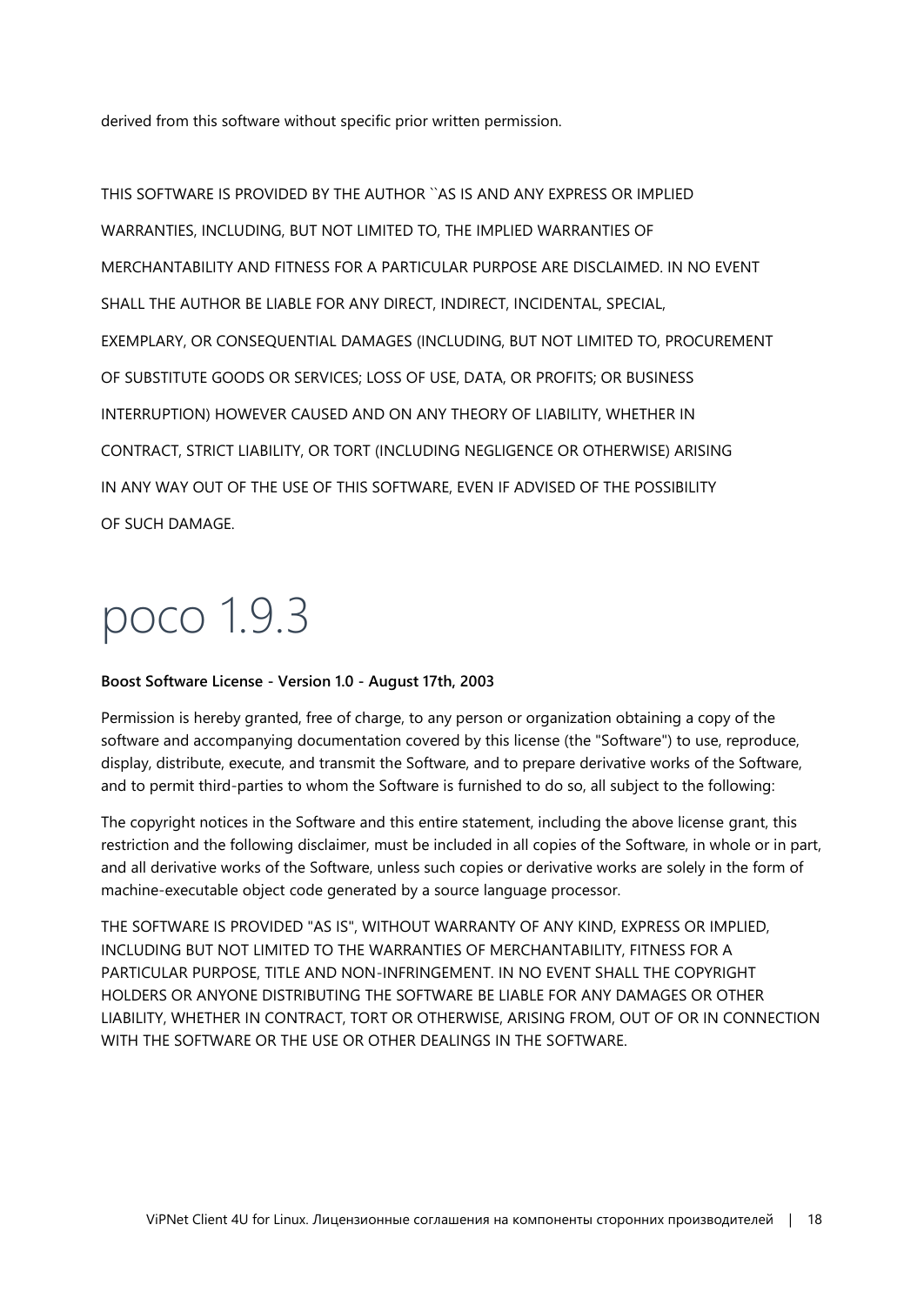derived from this software without specific prior written permission.

THIS SOFTWARE IS PROVIDED BY THE AUTHOR ``AS IS AND ANY EXPRESS OR IMPLIED
WARRANTIES, INCLUDING, BUT NOT LIMITED TO, THE IMPLIED WARRANTIES OF
MERCHANTABILITY AND FITNESS FOR A PARTICULAR PURPOSE ARE DISCLAIMED. IN NO EVENT
SHALL THE AUTHOR BE LIABLE FOR ANY DIRECT, INDIRECT, INCIDENTAL, SPECIAL,
EXEMPLARY, OR CONSEQUENTIAL DAMAGES (INCLUDING, BUT NOT LIMITED TO, PROCUREMENT
OF SUBSTITUTE GOODS OR SERVICES; LOSS OF USE, DATA, OR PROFITS; OR BUSINESS
INTERRUPTION) HOWEVER CAUSED AND ON ANY THEORY OF LIABILITY, WHETHER IN
CONTRACT, STRICT LIABILITY, OR TORT (INCLUDING NEGLIGENCE OR OTHERWISE) ARISING
IN ANY WAY OUT OF THE USE OF THIS SOFTWARE, EVEN IF ADVISED OF THE POSSIBILITY
OF SUCH DAMAGE.

# poco 1.9.3

**Boost Software License - Version 1.0 - August 17th, 2003**

Permission is hereby granted, free of charge, to any person or organization obtaining a copy of the software and accompanying documentation covered by this license (the "Software") to use, reproduce, display, distribute, execute, and transmit the Software, and to prepare derivative works of the Software, and to permit third-parties to whom the Software is furnished to do so, all subject to the following:

The copyright notices in the Software and this entire statement, including the above license grant, this restriction and the following disclaimer, must be included in all copies of the Software, in whole or in part, and all derivative works of the Software, unless such copies or derivative works are solely in the form of machine-executable object code generated by a source language processor.

THE SOFTWARE IS PROVIDED "AS IS", WITHOUT WARRANTY OF ANY KIND, EXPRESS OR IMPLIED, INCLUDING BUT NOT LIMITED TO THE WARRANTIES OF MERCHANTABILITY, FITNESS FOR A PARTICULAR PURPOSE, TITLE AND NON-INFRINGEMENT. IN NO EVENT SHALL THE COPYRIGHT HOLDERS OR ANYONE DISTRIBUTING THE SOFTWARE BE LIABLE FOR ANY DAMAGES OR OTHER LIABILITY, WHETHER IN CONTRACT, TORT OR OTHERWISE, ARISING FROM, OUT OF OR IN CONNECTION WITH THE SOFTWARE OR THE USE OR OTHER DEALINGS IN THE SOFTWARE.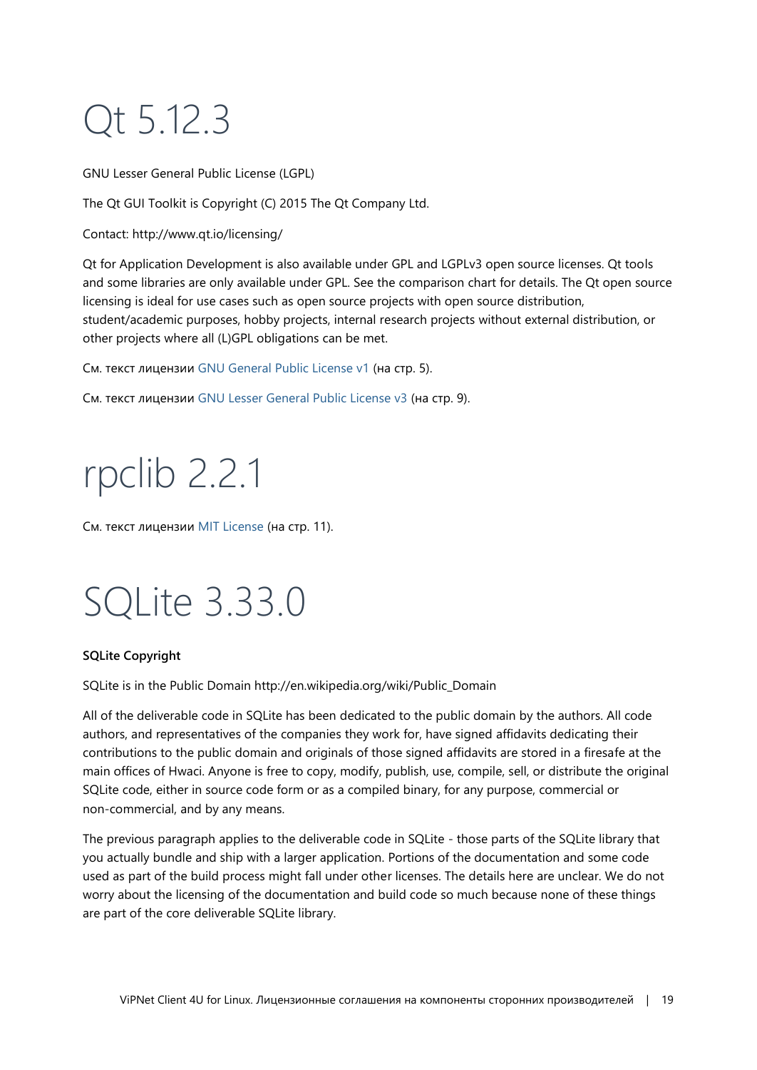# Qt 5.12.3

GNU Lesser General Public License (LGPL)

The Qt GUI Toolkit is Copyright (C) 2015 The Qt Company Ltd.

Contact: http://www.qt.io/licensing/

Qt for Application Development is also available under GPL and LGPLv3 open source licenses. Qt tools and some libraries are only available under GPL. See the comparison chart for details. The Qt open source licensing is ideal for use cases such as open source projects with open source distribution, student/academic purposes, hobby projects, internal research projects without external distribution, or other projects where all (L)GPL obligations can be met.

См. текст лицензии GNU General Public License v1 (на стр. 5).

См. текст лицензии GNU Lesser General Public License v3 (на стр. 9).

# rpclib 2.2.1

См. текст лицензии MIT License (на стр. 11).

# SQLite 3.33.0

**SQLite Copyright**

SQLite is in the Public Domain http://en.wikipedia.org/wiki/Public_Domain

All of the deliverable code in SQLite has been dedicated to the public domain by the authors. All code authors, and representatives of the companies they work for, have signed affidavits dedicating their contributions to the public domain and originals of those signed affidavits are stored in a firesafe at the main offices of Hwaci. Anyone is free to copy, modify, publish, use, compile, sell, or distribute the original SQLite code, either in source code form or as a compiled binary, for any purpose, commercial or non-commercial, and by any means.

The previous paragraph applies to the deliverable code in SQLite - those parts of the SQLite library that you actually bundle and ship with a larger application. Portions of the documentation and some code used as part of the build process might fall under other licenses. The details here are unclear. We do not worry about the licensing of the documentation and build code so much because none of these things are part of the core deliverable SQLite library.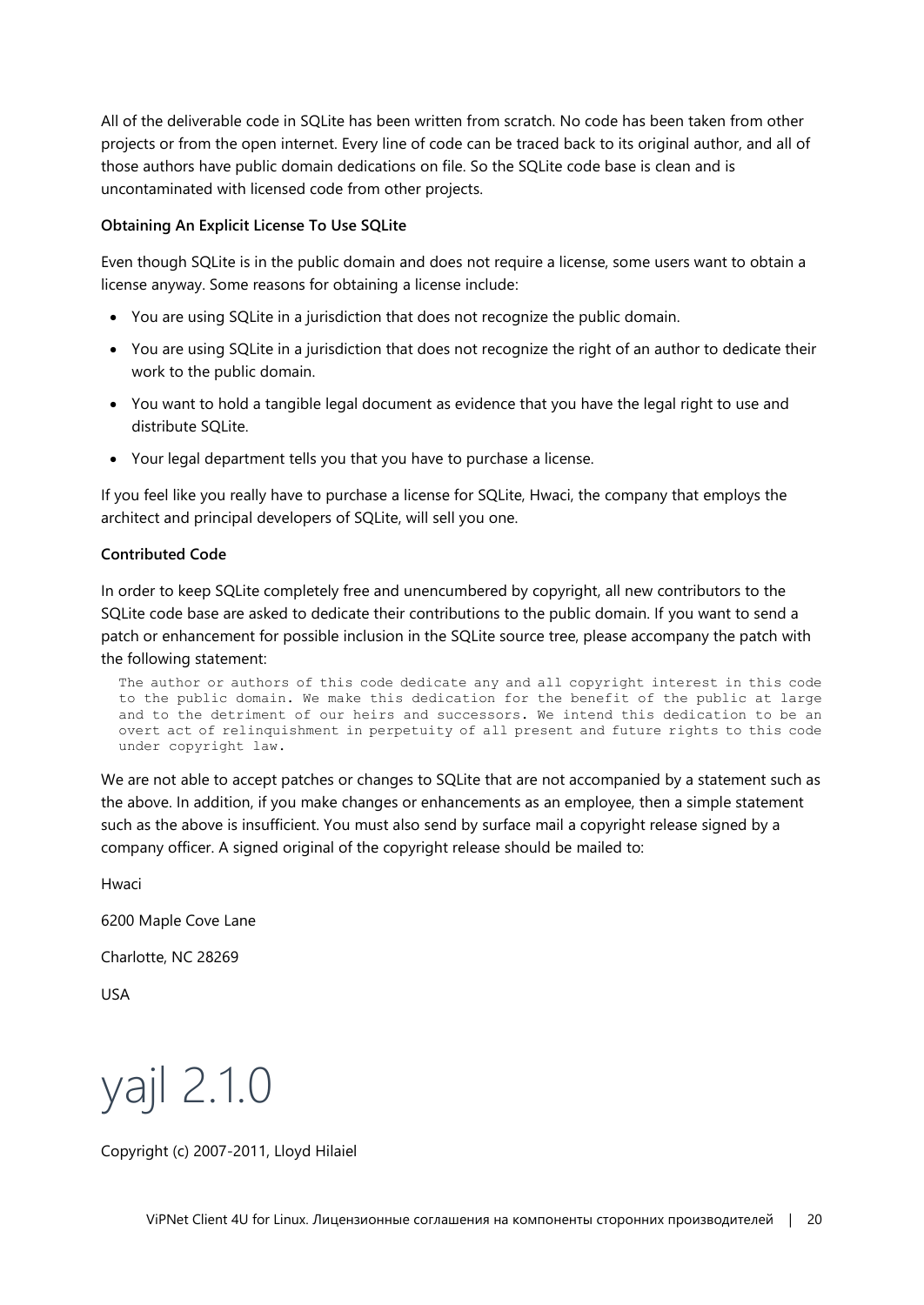All of the deliverable code in SQLite has been written from scratch. No code has been taken from other projects or from the open internet. Every line of code can be traced back to its original author, and all of those authors have public domain dedications on file. So the SQLite code base is clean and is uncontaminated with licensed code from other projects.

**Obtaining An Explicit License To Use SQLite**

Even though SQLite is in the public domain and does not require a license, some users want to obtain a license anyway. Some reasons for obtaining a license include:

- You are using SQLite in a jurisdiction that does not recognize the public domain.
- You are using SQLite in a jurisdiction that does not recognize the right of an author to dedicate their work to the public domain.
- You want to hold a tangible legal document as evidence that you have the legal right to use and distribute SQLite.
- Your legal department tells you that you have to purchase a license.

If you feel like you really have to purchase a license for SQLite, Hwaci, the company that employs the architect and principal developers of SQLite, will sell you one.

**Contributed Code**

In order to keep SQLite completely free and unencumbered by copyright, all new contributors to the SQLite code base are asked to dedicate their contributions to the public domain. If you want to send a patch or enhancement for possible inclusion in the SQLite source tree, please accompany the patch with the following statement:

```
The author or authors of this code dedicate any and all copyright interest in this code
to the public domain. We make this dedication for the benefit of the public at large
and to the detriment of our heirs and successors. We intend this dedication to be an
overt act of relinquishment in perpetuity of all present and future rights to this code
under copyright law.
```

We are not able to accept patches or changes to SQLite that are not accompanied by a statement such as the above. In addition, if you make changes or enhancements as an employee, then a simple statement such as the above is insufficient. You must also send by surface mail a copyright release signed by a company officer. A signed original of the copyright release should be mailed to:

Hwaci

6200 Maple Cove Lane

Charlotte, NC 28269

USA

# yajl 2.1.0

Copyright (c) 2007-2011, Lloyd Hilaiel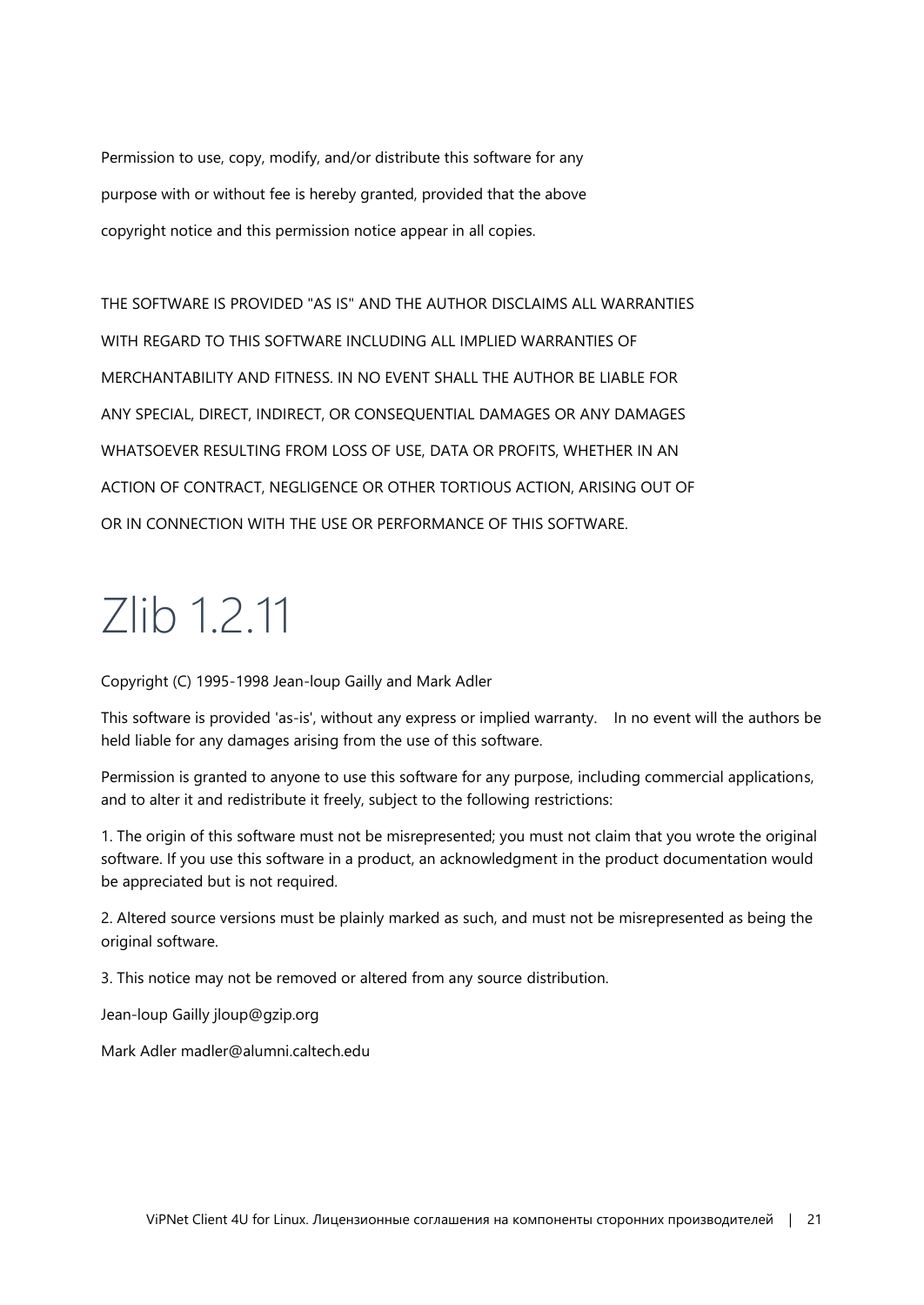Permission to use, copy, modify, and/or distribute this software for any

purpose with or without fee is hereby granted, provided that the above

copyright notice and this permission notice appear in all copies.

THE SOFTWARE IS PROVIDED "AS IS" AND THE AUTHOR DISCLAIMS ALL WARRANTIES

WITH REGARD TO THIS SOFTWARE INCLUDING ALL IMPLIED WARRANTIES OF

MERCHANTABILITY AND FITNESS. IN NO EVENT SHALL THE AUTHOR BE LIABLE FOR

ANY SPECIAL, DIRECT, INDIRECT, OR CONSEQUENTIAL DAMAGES OR ANY DAMAGES

WHATSOEVER RESULTING FROM LOSS OF USE, DATA OR PROFITS, WHETHER IN AN

ACTION OF CONTRACT, NEGLIGENCE OR OTHER TORTIOUS ACTION, ARISING OUT OF

OR IN CONNECTION WITH THE USE OR PERFORMANCE OF THIS SOFTWARE.

# Zlib 1.2.11

Copyright (C) 1995-1998 Jean-loup Gailly and Mark Adler

This software is provided 'as-is', without any express or implied warranty. In no event will the authors be held liable for any damages arising from the use of this software.

Permission is granted to anyone to use this software for any purpose, including commercial applications, and to alter it and redistribute it freely, subject to the following restrictions:

1. The origin of this software must not be misrepresented; you must not claim that you wrote the original software. If you use this software in a product, an acknowledgment in the product documentation would be appreciated but is not required.

2. Altered source versions must be plainly marked as such, and must not be misrepresented as being the original software.

3. This notice may not be removed or altered from any source distribution.

Jean-loup Gailly jloup@gzip.org

Mark Adler madler@alumni.caltech.edu